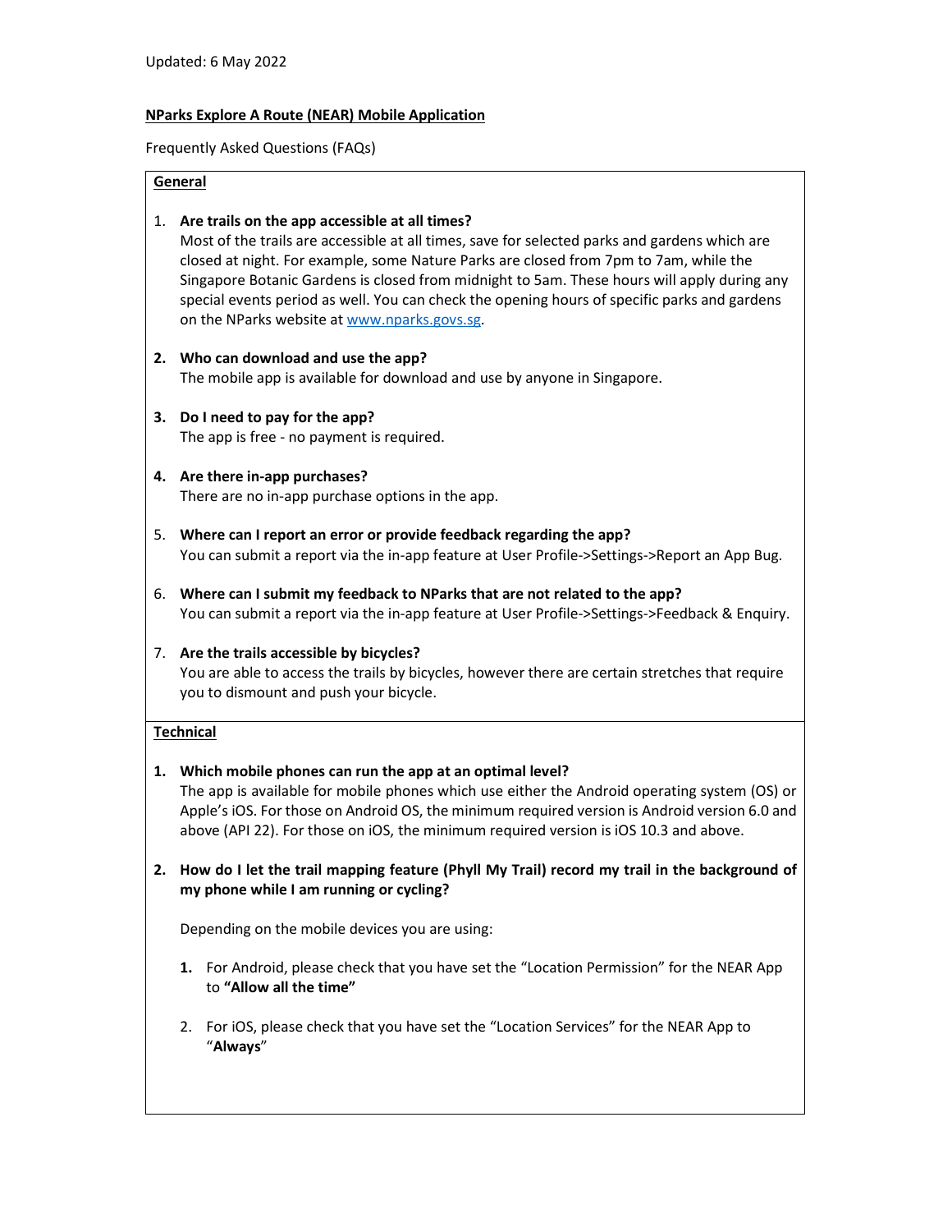Updated: 6 May 2022

**NParks Explore A Route (NEAR) Mobile Application**

Frequently Asked Questions (FAQs)

## General

1. **Are trails on the app accessible at all times?**
   Most of the trails are accessible at all times, save for selected parks and gardens which are closed at night. For example, some Nature Parks are closed from 7pm to 7am, while the Singapore Botanic Gardens is closed from midnight to 5am. These hours will apply during any special events period as well. You can check the opening hours of specific parks and gardens on the NParks website at www.nparks.govs.sg.

2. **Who can download and use the app?**
   The mobile app is available for download and use by anyone in Singapore.

3. **Do I need to pay for the app?**
   The app is free - no payment is required.

4. **Are there in-app purchases?**
   There are no in-app purchase options in the app.

5. **Where can I report an error or provide feedback regarding the app?**
   You can submit a report via the in-app feature at User Profile->Settings->Report an App Bug.

6. **Where can I submit my feedback to NParks that are not related to the app?**
   You can submit a report via the in-app feature at User Profile->Settings->Feedback & Enquiry.

7. **Are the trails accessible by bicycles?**
   You are able to access the trails by bicycles, however there are certain stretches that require you to dismount and push your bicycle.

## Technical

1. **Which mobile phones can run the app at an optimal level?**
   The app is available for mobile phones which use either the Android operating system (OS) or Apple's iOS. For those on Android OS, the minimum required version is Android version 6.0 and above (API 22). For those on iOS, the minimum required version is iOS 10.3 and above.

2. **How do I let the trail mapping feature (Phyll My Trail) record my trail in the background of my phone while I am running or cycling?**

   Depending on the mobile devices you are using:

   1. For Android, please check that you have set the "Location Permission" for the NEAR App to **"Allow all the time"**

   2. For iOS, please check that you have set the "Location Services" for the NEAR App to "**Always**"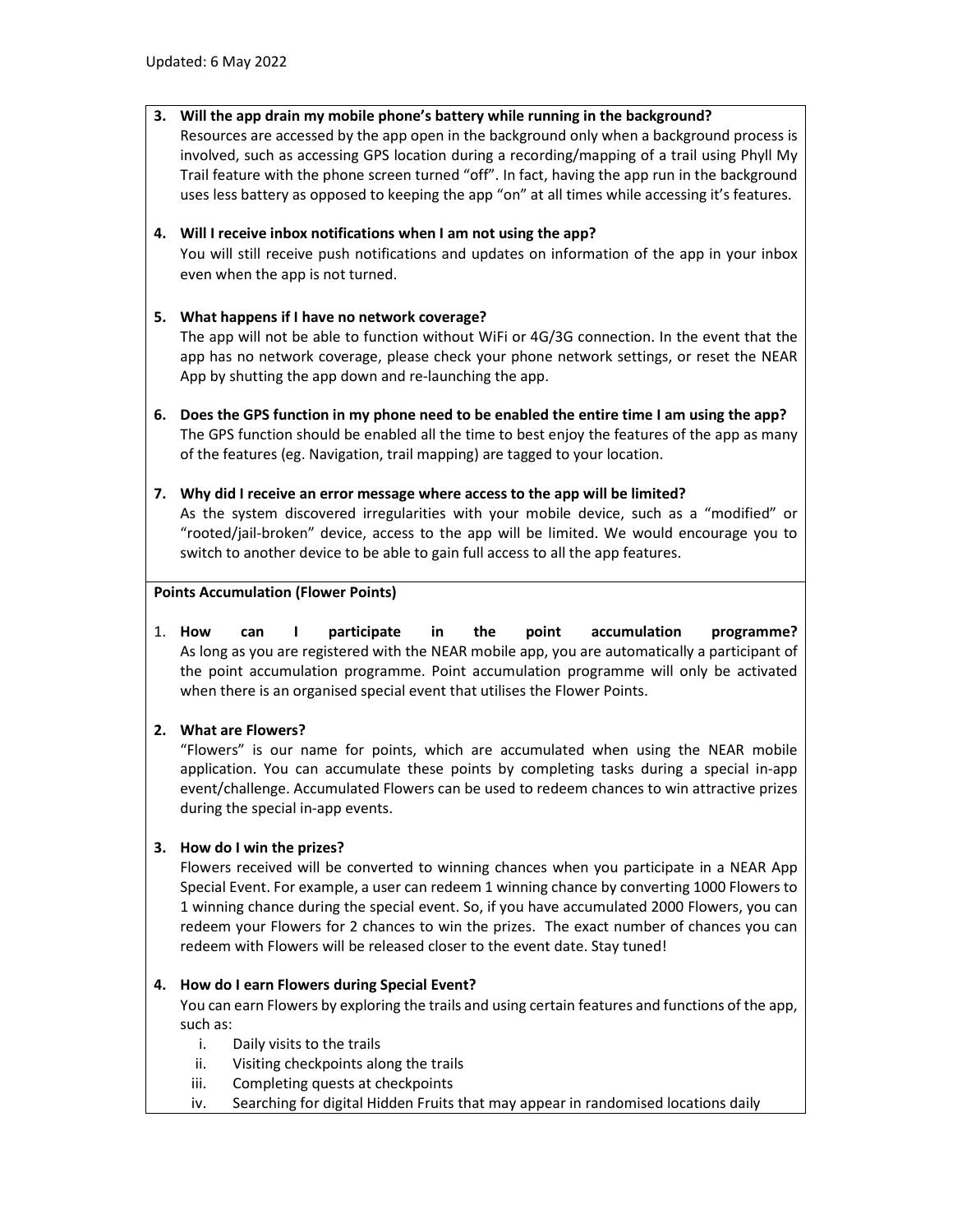Updated: 6 May 2022

3. **Will the app drain my mobile phone's battery while running in the background?**
   Resources are accessed by the app open in the background only when a background process is involved, such as accessing GPS location during a recording/mapping of a trail using Phyll My Trail feature with the phone screen turned "off". In fact, having the app run in the background uses less battery as opposed to keeping the app "on" at all times while accessing it's features.

4. **Will I receive inbox notifications when I am not using the app?**
   You will still receive push notifications and updates on information of the app in your inbox even when the app is not turned.

5. **What happens if I have no network coverage?**
   The app will not be able to function without WiFi or 4G/3G connection. In the event that the app has no network coverage, please check your phone network settings, or reset the NEAR App by shutting the app down and re-launching the app.

6. **Does the GPS function in my phone need to be enabled the entire time I am using the app?**
   The GPS function should be enabled all the time to best enjoy the features of the app as many of the features (eg. Navigation, trail mapping) are tagged to your location.

7. **Why did I receive an error message where access to the app will be limited?**
   As the system discovered irregularities with your mobile device, such as a "modified" or "rooted/jail-broken" device, access to the app will be limited. We would encourage you to switch to another device to be able to gain full access to all the app features.

**Points Accumulation (Flower Points)**

1. **How can I participate in the point accumulation programme?**
   As long as you are registered with the NEAR mobile app, you are automatically a participant of the point accumulation programme. Point accumulation programme will only be activated when there is an organised special event that utilises the Flower Points.

2. **What are Flowers?**
   "Flowers" is our name for points, which are accumulated when using the NEAR mobile application. You can accumulate these points by completing tasks during a special in-app event/challenge. Accumulated Flowers can be used to redeem chances to win attractive prizes during the special in-app events.

3. **How do I win the prizes?**
   Flowers received will be converted to winning chances when you participate in a NEAR App Special Event. For example, a user can redeem 1 winning chance by converting 1000 Flowers to 1 winning chance during the special event. So, if you have accumulated 2000 Flowers, you can redeem your Flowers for 2 chances to win the prizes. The exact number of chances you can redeem with Flowers will be released closer to the event date. Stay tuned!

4. **How do I earn Flowers during Special Event?**
   You can earn Flowers by exploring the trails and using certain features and functions of the app, such as:
   i. Daily visits to the trails
   ii. Visiting checkpoints along the trails
   iii. Completing quests at checkpoints
   iv. Searching for digital Hidden Fruits that may appear in randomised locations daily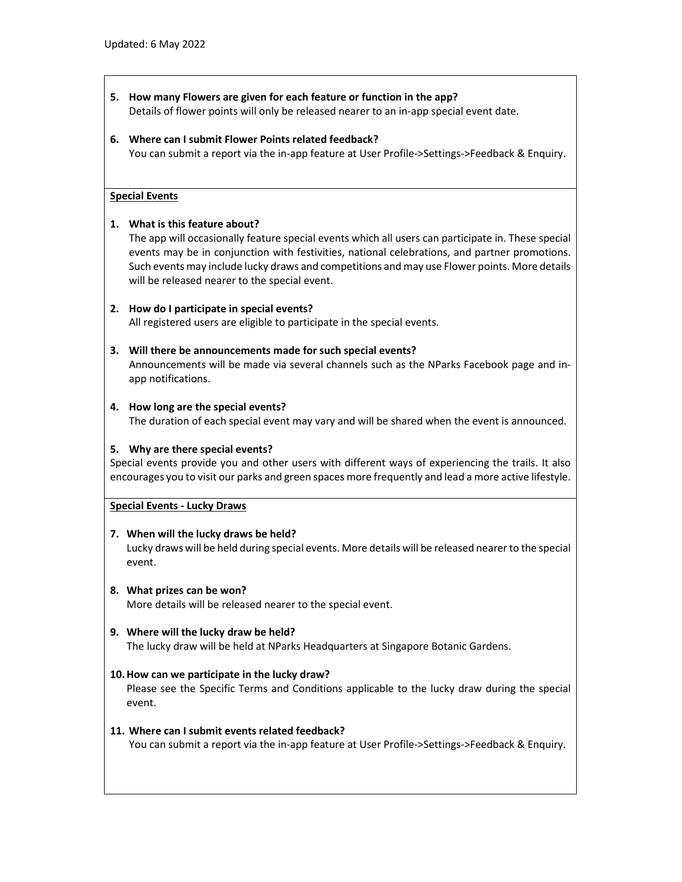Updated: 6 May 2022

5. **How many Flowers are given for each feature or function in the app?**
   Details of flower points will only be released nearer to an in-app special event date.

6. **Where can I submit Flower Points related feedback?**
   You can submit a report via the in-app feature at User Profile->Settings->Feedback & Enquiry.

**Special Events**

1. **What is this feature about?**
   The app will occasionally feature special events which all users can participate in. These special events may be in conjunction with festivities, national celebrations, and partner promotions. Such events may include lucky draws and competitions and may use Flower points. More details will be released nearer to the special event.

2. **How do I participate in special events?**
   All registered users are eligible to participate in the special events.

3. **Will there be announcements made for such special events?**
   Announcements will be made via several channels such as the NParks Facebook page and in-app notifications.

4. **How long are the special events?**
   The duration of each special event may vary and will be shared when the event is announced.

5. **Why are there special events?**
   Special events provide you and other users with different ways of experiencing the trails. It also encourages you to visit our parks and green spaces more frequently and lead a more active lifestyle.

**Special Events - Lucky Draws**

7. **When will the lucky draws be held?**
   Lucky draws will be held during special events. More details will be released nearer to the special event.

8. **What prizes can be won?**
   More details will be released nearer to the special event.

9. **Where will the lucky draw be held?**
   The lucky draw will be held at NParks Headquarters at Singapore Botanic Gardens.

10. **How can we participate in the lucky draw?**
    Please see the Specific Terms and Conditions applicable to the lucky draw during the special event.

11. **Where can I submit events related feedback?**
    You can submit a report via the in-app feature at User Profile->Settings->Feedback & Enquiry.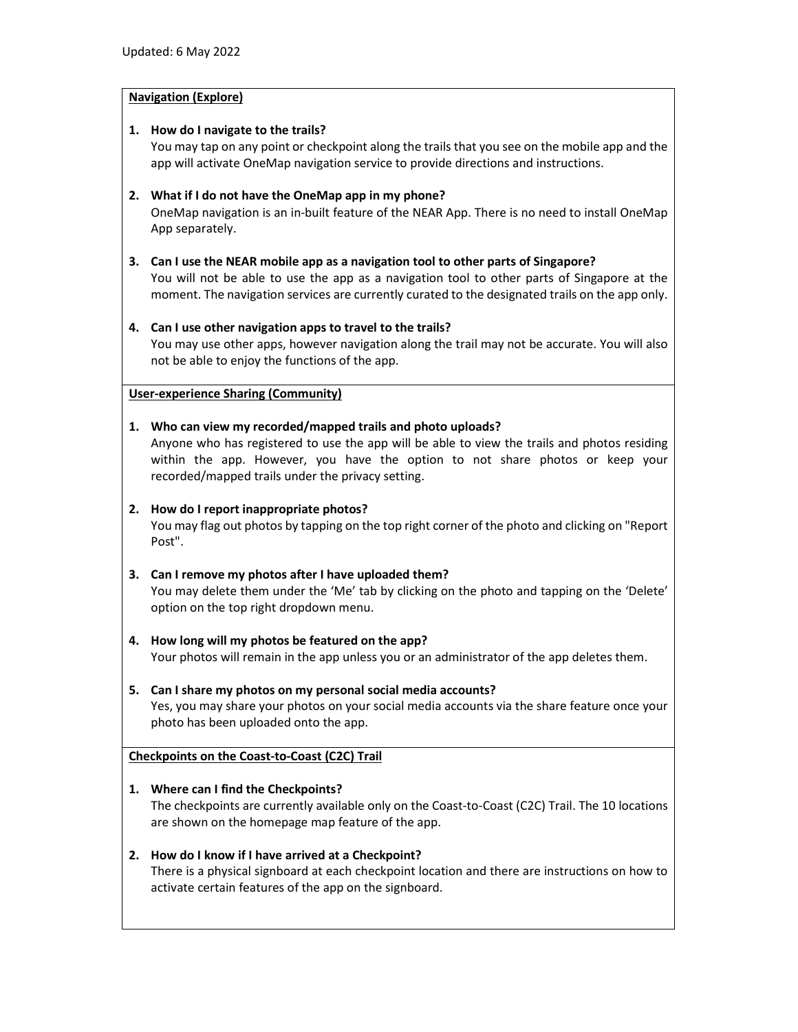Updated: 6 May 2022

## Navigation (Explore)

1. **How do I navigate to the trails?**
   You may tap on any point or checkpoint along the trails that you see on the mobile app and the app will activate OneMap navigation service to provide directions and instructions.

2. **What if I do not have the OneMap app in my phone?**
   OneMap navigation is an in-built feature of the NEAR App. There is no need to install OneMap App separately.

3. **Can I use the NEAR mobile app as a navigation tool to other parts of Singapore?**
   You will not be able to use the app as a navigation tool to other parts of Singapore at the moment. The navigation services are currently curated to the designated trails on the app only.

4. **Can I use other navigation apps to travel to the trails?**
   You may use other apps, however navigation along the trail may not be accurate. You will also not be able to enjoy the functions of the app.

## User-experience Sharing (Community)

1. **Who can view my recorded/mapped trails and photo uploads?**
   Anyone who has registered to use the app will be able to view the trails and photos residing within the app. However, you have the option to not share photos or keep your recorded/mapped trails under the privacy setting.

2. **How do I report inappropriate photos?**
   You may flag out photos by tapping on the top right corner of the photo and clicking on "Report Post".

3. **Can I remove my photos after I have uploaded them?**
   You may delete them under the 'Me' tab by clicking on the photo and tapping on the 'Delete' option on the top right dropdown menu.

4. **How long will my photos be featured on the app?**
   Your photos will remain in the app unless you or an administrator of the app deletes them.

5. **Can I share my photos on my personal social media accounts?**
   Yes, you may share your photos on your social media accounts via the share feature once your photo has been uploaded onto the app.

## Checkpoints on the Coast-to-Coast (C2C) Trail

1. **Where can I find the Checkpoints?**
   The checkpoints are currently available only on the Coast-to-Coast (C2C) Trail. The 10 locations are shown on the homepage map feature of the app.

2. **How do I know if I have arrived at a Checkpoint?**
   There is a physical signboard at each checkpoint location and there are instructions on how to activate certain features of the app on the signboard.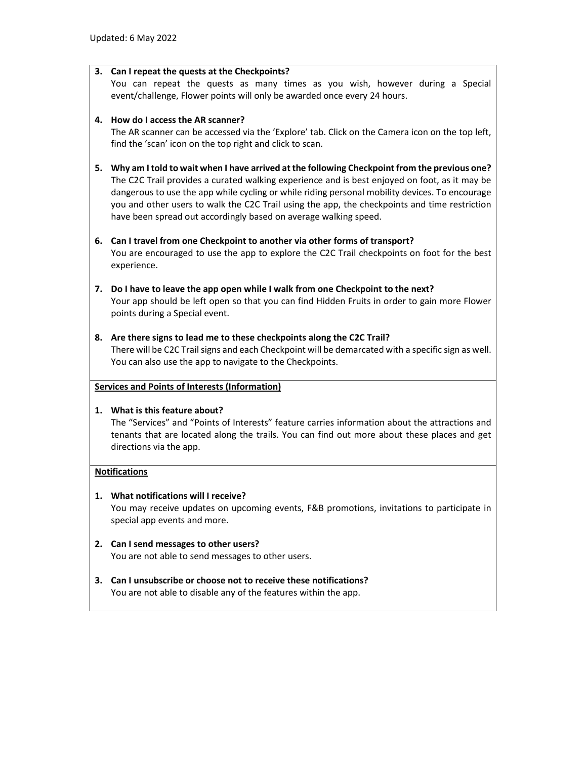Updated: 6 May 2022

3. **Can I repeat the quests at the Checkpoints?**
   You can repeat the quests as many times as you wish, however during a Special event/challenge, Flower points will only be awarded once every 24 hours.

4. **How do I access the AR scanner?**
   The AR scanner can be accessed via the 'Explore' tab. Click on the Camera icon on the top left, find the 'scan' icon on the top right and click to scan.

5. **Why am I told to wait when I have arrived at the following Checkpoint from the previous one?**
   The C2C Trail provides a curated walking experience and is best enjoyed on foot, as it may be dangerous to use the app while cycling or while riding personal mobility devices. To encourage you and other users to walk the C2C Trail using the app, the checkpoints and time restriction have been spread out accordingly based on average walking speed.

6. **Can I travel from one Checkpoint to another via other forms of transport?**
   You are encouraged to use the app to explore the C2C Trail checkpoints on foot for the best experience.

7. **Do I have to leave the app open while I walk from one Checkpoint to the next?**
   Your app should be left open so that you can find Hidden Fruits in order to gain more Flower points during a Special event.

8. **Are there signs to lead me to these checkpoints along the C2C Trail?**
   There will be C2C Trail signs and each Checkpoint will be demarcated with a specific sign as well. You can also use the app to navigate to the Checkpoints.

**Services and Points of Interests (Information)**

1. **What is this feature about?**
   The "Services" and "Points of Interests" feature carries information about the attractions and tenants that are located along the trails. You can find out more about these places and get directions via the app.

**Notifications**

1. **What notifications will I receive?**
   You may receive updates on upcoming events, F&B promotions, invitations to participate in special app events and more.

2. **Can I send messages to other users?**
   You are not able to send messages to other users.

3. **Can I unsubscribe or choose not to receive these notifications?**
   You are not able to disable any of the features within the app.